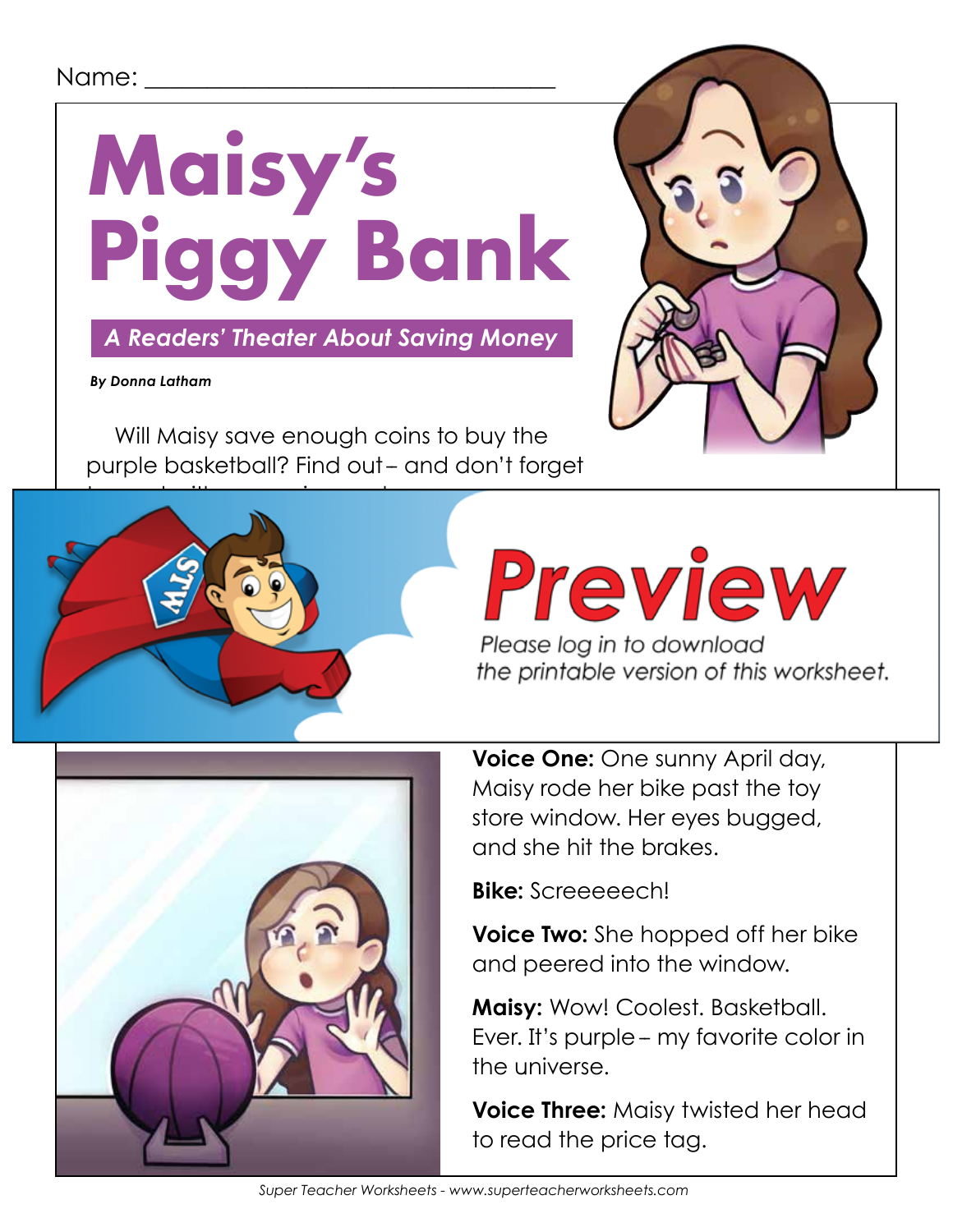Name: ______________________________

# Maisy's Piggy Bank

***A Readers' Theater About Saving Money***

***By Donna Latham***

Will Maisy save enough coins to buy the purple basketball? Find out – and don't forget

**Preview**

*Please log in to download the printable version of this worksheet.*

**Voice One:** One sunny April day, Maisy rode her bike past the toy store window. Her eyes bugged, and she hit the brakes.

**Bike:** Screeeeech!

**Voice Two:** She hopped off her bike and peered into the window.

**Maisy:** Wow! Coolest. Basketball. Ever. It's purple – my favorite color in the universe.

**Voice Three:** Maisy twisted her head to read the price tag.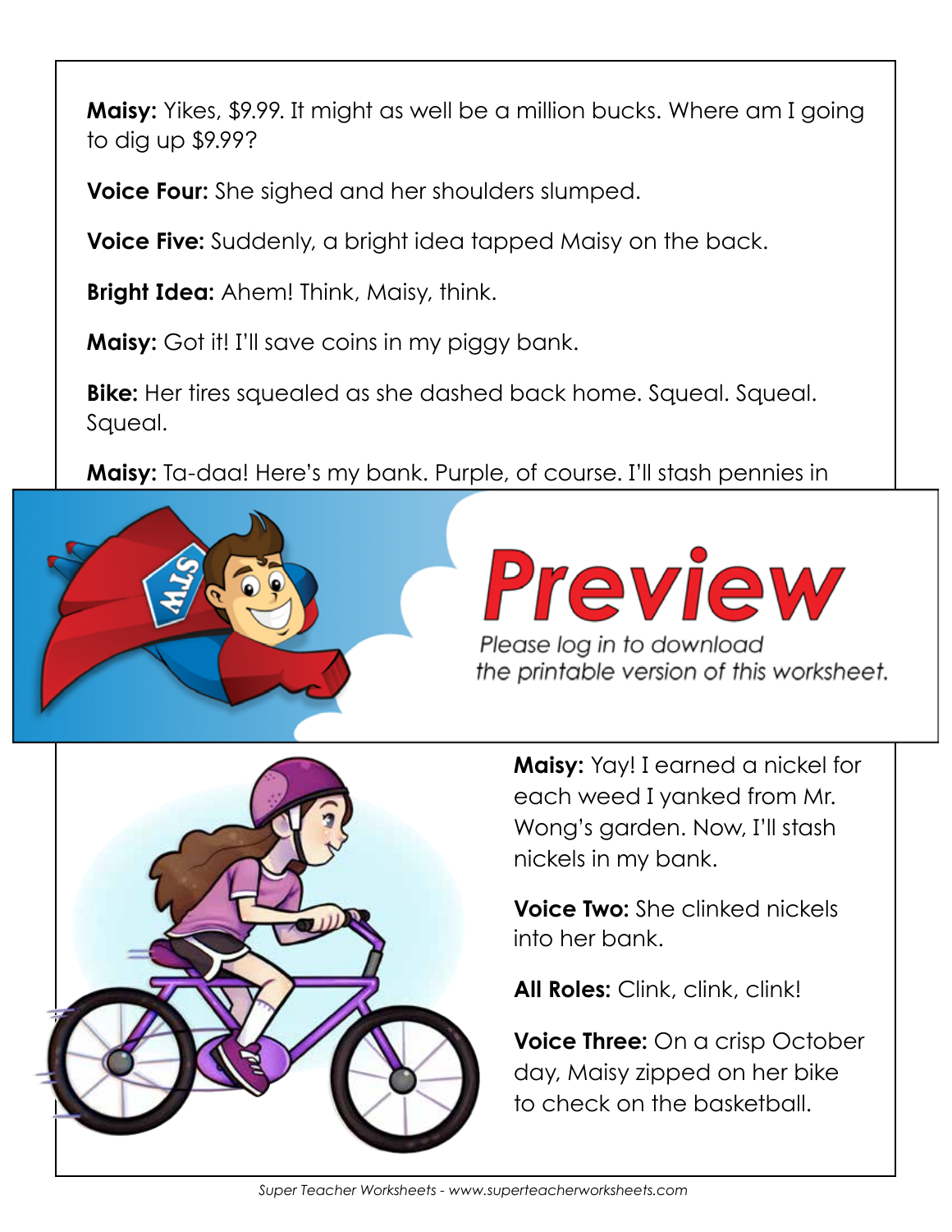**Maisy:** Yikes, $9.99. It might as well be a million bucks. Where am I going to dig up $9.99?

**Voice Four:** She sighed and her shoulders slumped.

**Voice Five:** Suddenly, a bright idea tapped Maisy on the back.

**Bright Idea:** Ahem! Think, Maisy, think.

**Maisy:** Got it! I'll save coins in my piggy bank.

**Bike:** Her tires squealed as she dashed back home. Squeal. Squeal. Squeal.

**Maisy:** Ta-daa! Here's my bank. Purple, of course. I'll stash pennies in

**Maisy:** Yay! I earned a nickel for each weed I yanked from Mr. Wong's garden. Now, I'll stash nickels in my bank.

**Voice Two:** She clinked nickels into her bank.

**All Roles:** Clink, clink, clink!

**Voice Three:** On a crisp October day, Maisy zipped on her bike to check on the basketball.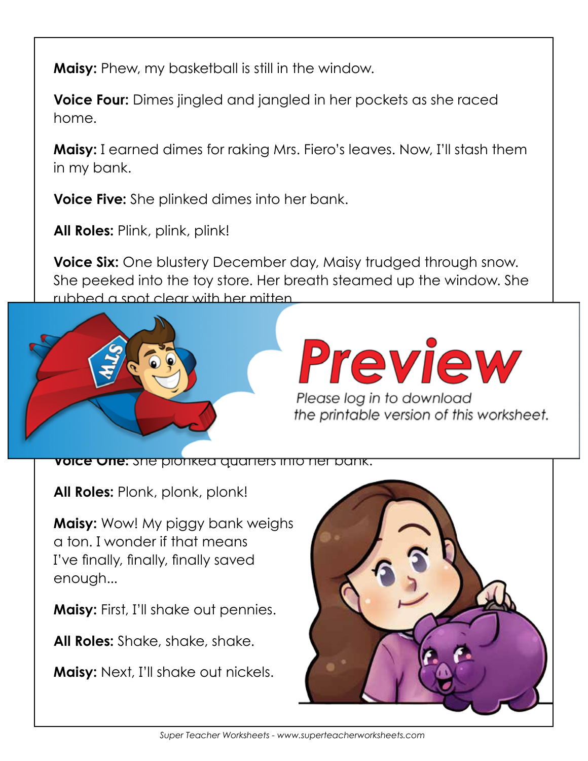**Maisy:** Phew, my basketball is still in the window.

**Voice Four:** Dimes jingled and jangled in her pockets as she raced home.

**Maisy:** I earned dimes for raking Mrs. Fiero's leaves. Now, I'll stash them in my bank.

**Voice Five:** She plinked dimes into her bank.

**All Roles:** Plink, plink, plink!

**Voice Six:** One blustery December day, Maisy trudged through snow. She peeked into the toy store. Her breath steamed up the window. She rubbed a spot clear with her mitten.

**Voice One:** She plonked quarters into her bank.

**All Roles:** Plonk, plonk, plonk!

**Maisy:** Wow! My piggy bank weighs a ton. I wonder if that means I've finally, finally, finally saved enough...

**Maisy:** First, I'll shake out pennies.

**All Roles:** Shake, shake, shake.

**Maisy:** Next, I'll shake out nickels.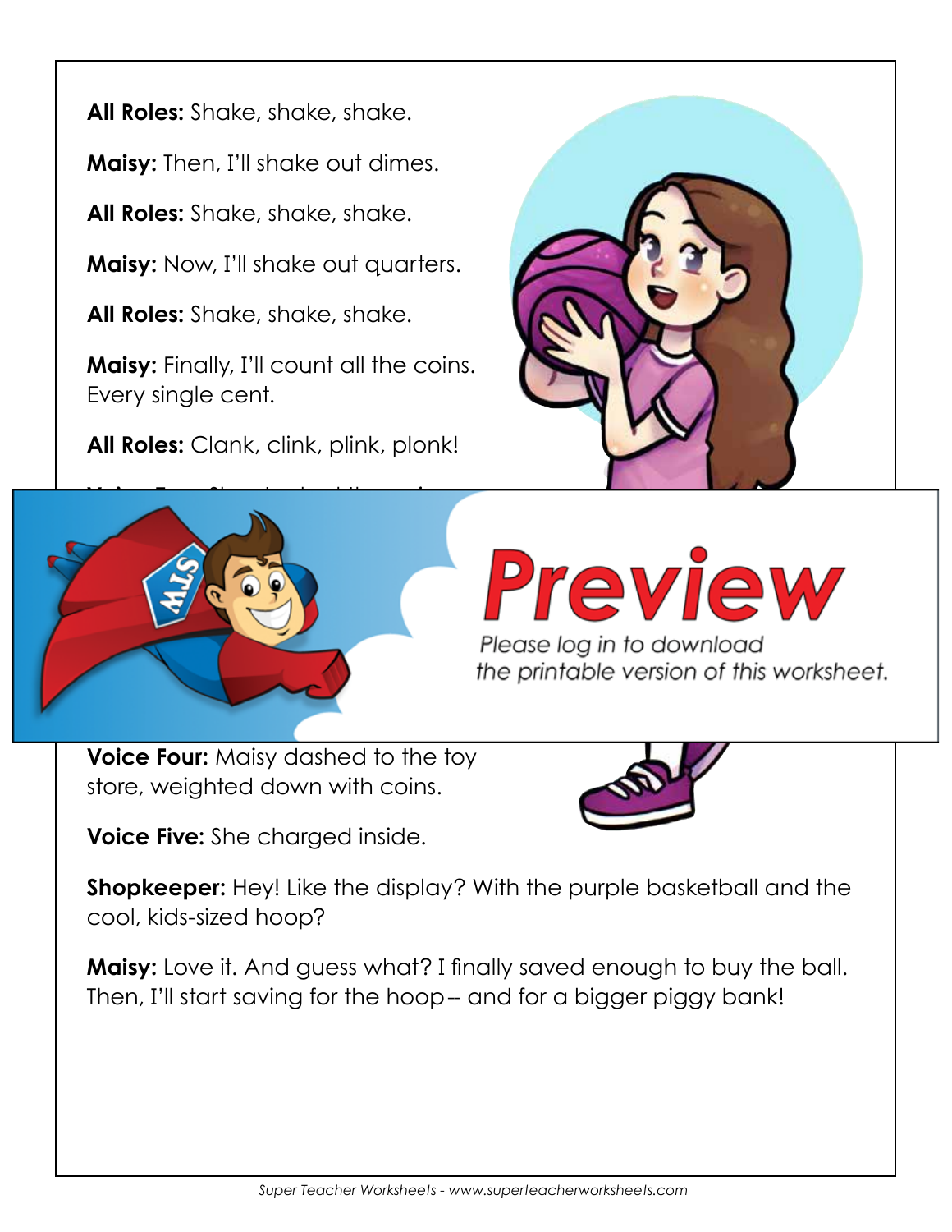**All Roles:** Shake, shake, shake.

**Maisy:** Then, I'll shake out dimes.

**All Roles:** Shake, shake, shake.

**Maisy:** Now, I'll shake out quarters.

**All Roles:** Shake, shake, shake.

**Maisy:** Finally, I'll count all the coins. Every single cent.

**All Roles:** Clank, clink, plink, plonk!

**Voice Four:** Maisy dashed to the toy store, weighted down with coins.

**Voice Five:** She charged inside.

**Shopkeeper:** Hey! Like the display? With the purple basketball and the cool, kids-sized hoop?

**Maisy:** Love it. And guess what? I finally saved enough to buy the ball. Then, I'll start saving for the hoop– and for a bigger piggy bank!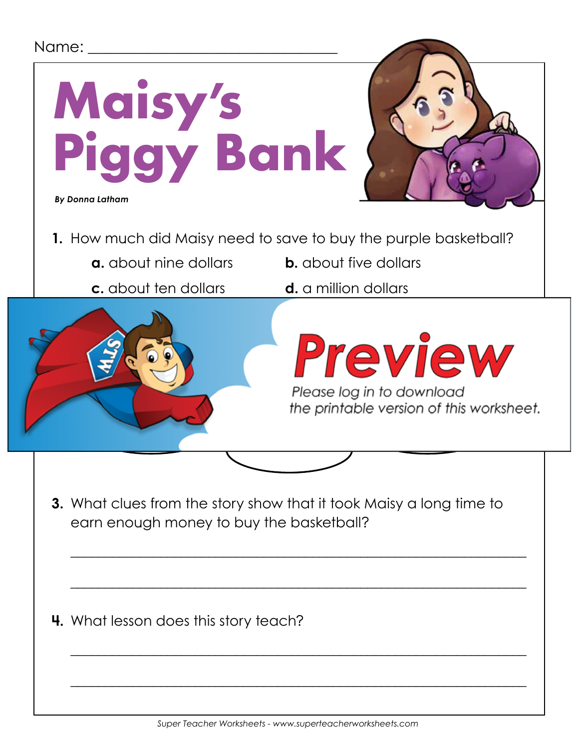Name: ________________________________

# Maisy's Piggy Bank

***By Donna Latham***

1. How much did Maisy need to save to buy the purple basketball?

   **a.** about nine dollars **b.** about five dollars

   **c.** about ten dollars **d.** a million dollars

Preview

Please log in to download the printable version of this worksheet.

3. What clues from the story show that it took Maisy a long time to earn enough money to buy the basketball?

___________________________________________________________

___________________________________________________________

4. What lesson does this story teach?

___________________________________________________________

___________________________________________________________

Super Teacher Worksheets - www.superteacherworksheets.com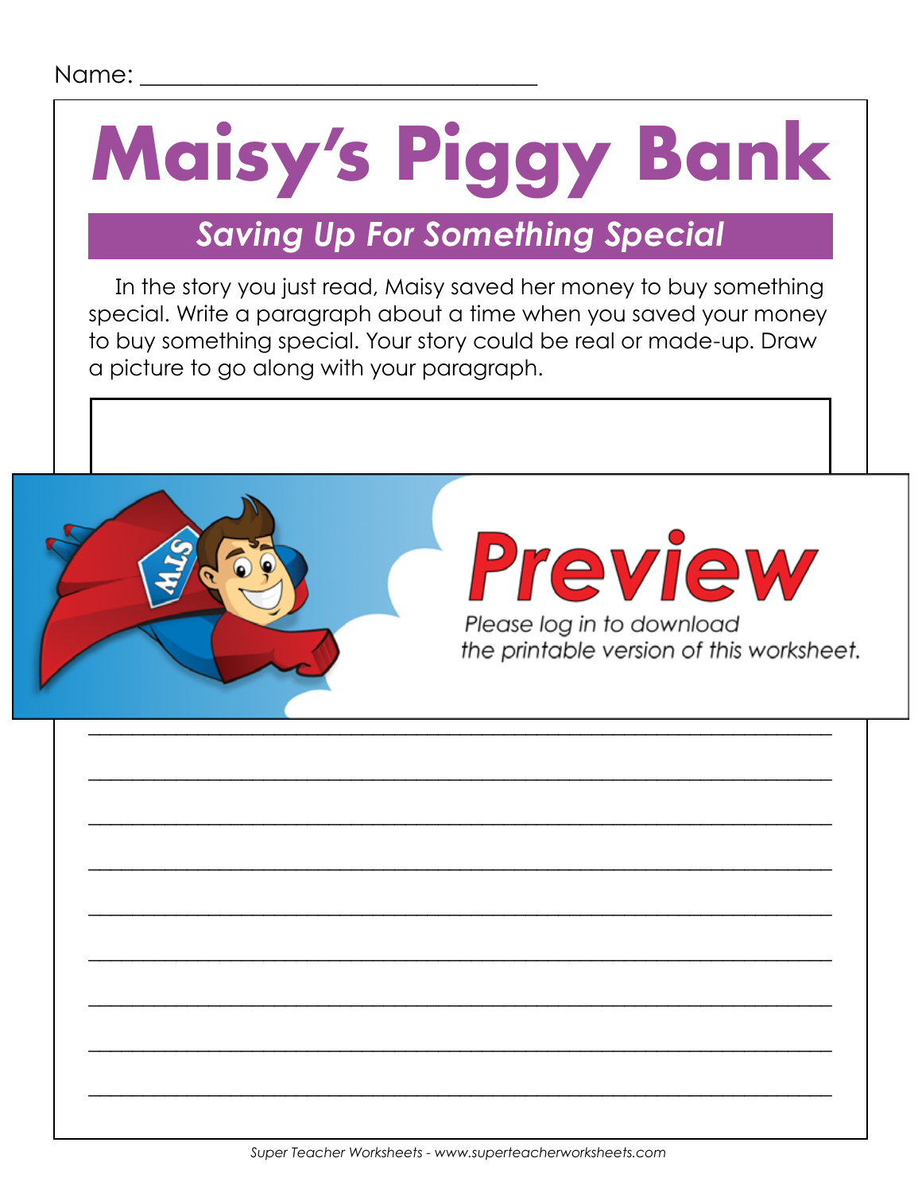Name: ______________________________

# Maisy's Piggy Bank

## *Saving Up For Something Special*

In the story you just read, Maisy saved her money to buy something special. Write a paragraph about a time when you saved your money to buy something special. Your story could be real or made-up. Draw a picture to go along with your paragraph.

**Preview**

*Please log in to download the printable version of this worksheet.*

______________________________________________________________________

______________________________________________________________________

______________________________________________________________________

______________________________________________________________________

______________________________________________________________________

______________________________________________________________________

______________________________________________________________________

______________________________________________________________________

______________________________________________________________________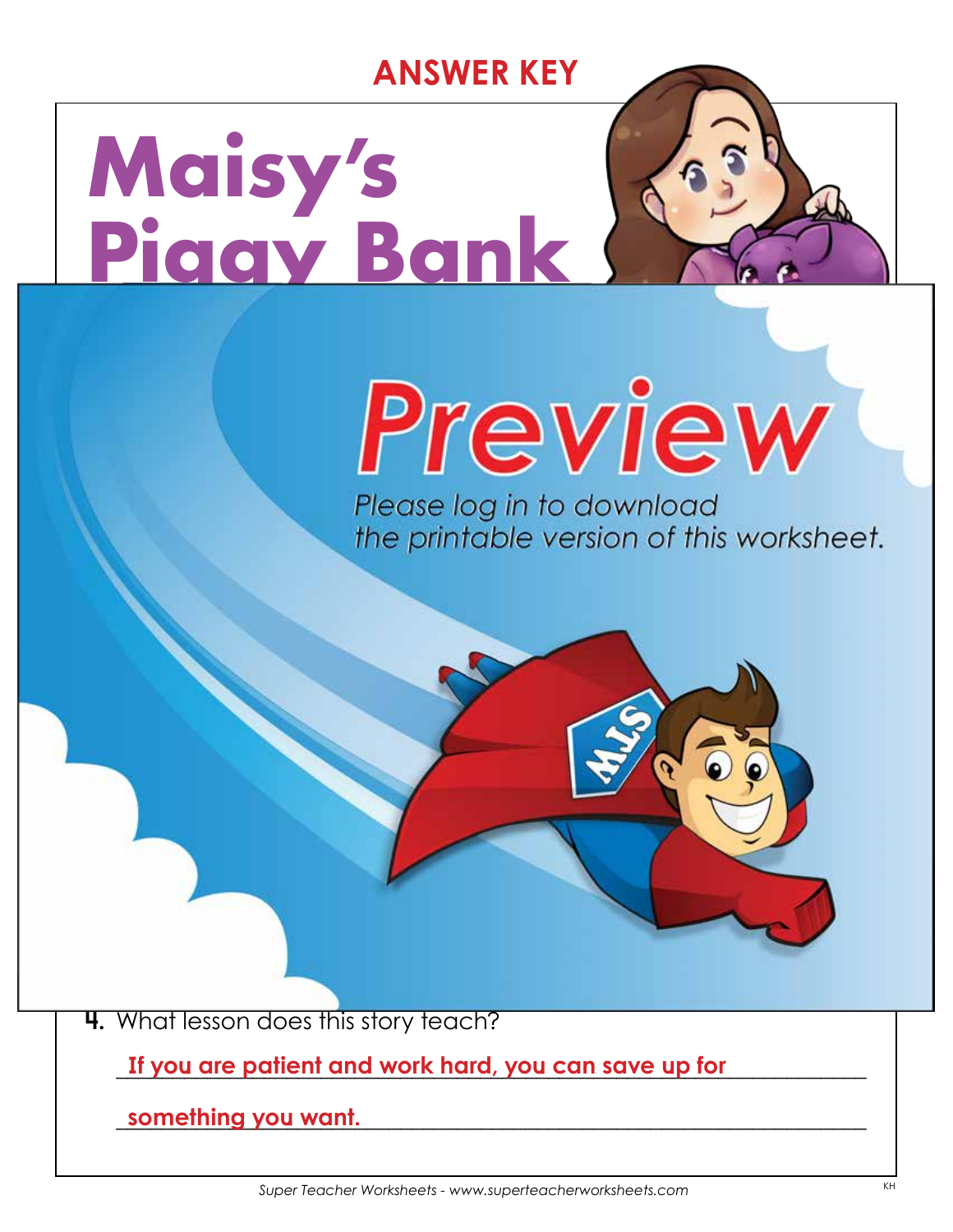ANSWER KEY

# Maisy's Piggy Bank

4. What lesson does this story teach?

**If you are patient and work hard, you can save up for something you want.**